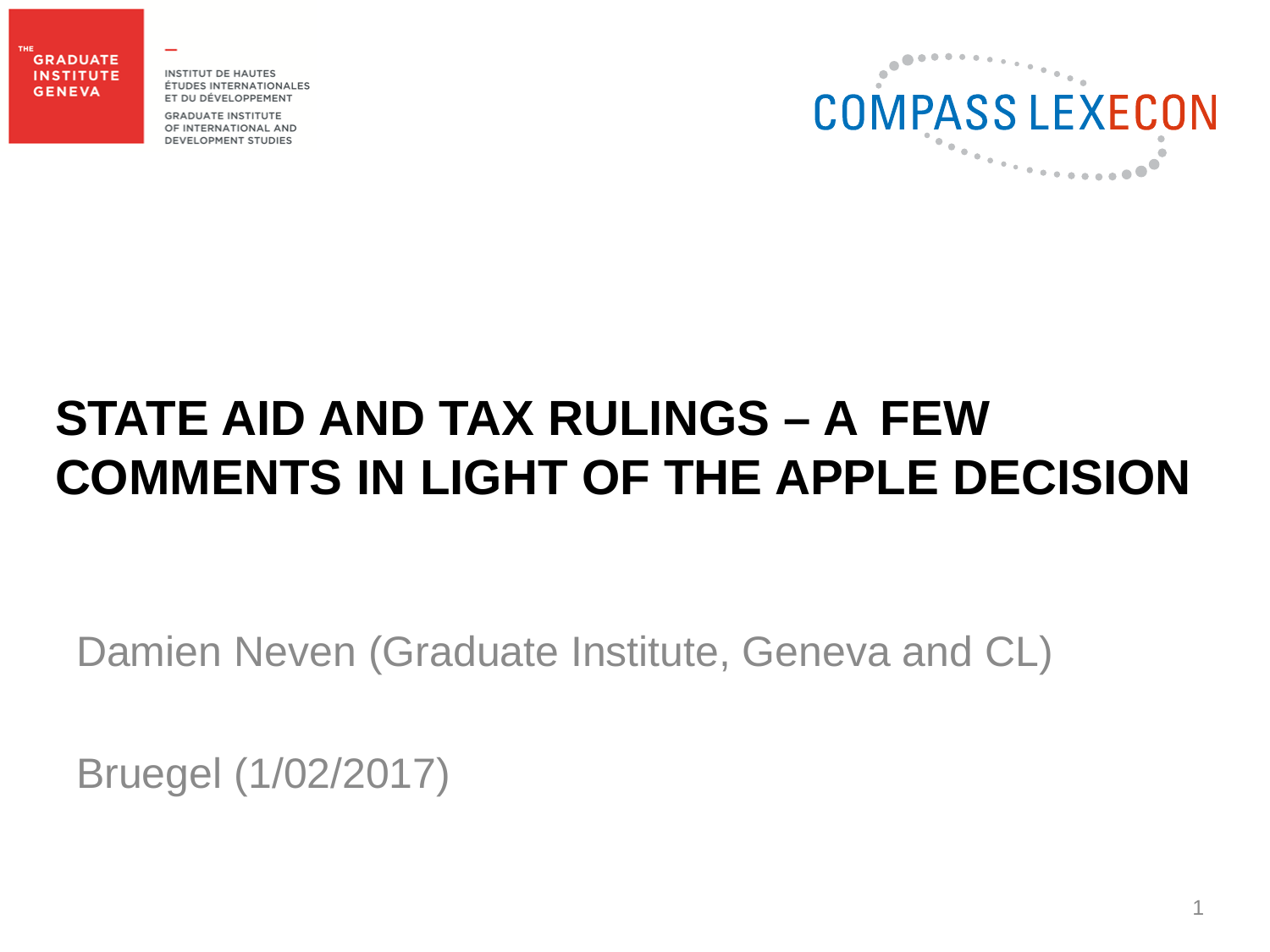THE GRADUATE INSTITUTE GENEVA

INSTITUT DE HAUTES ÉTUDES INTERNATIONALES ET DU DÉVELOPPEMENT

GRADUATE INSTITUTE OF INTERNATIONAL AND DEVELOPMENT STUDIES

COMPASS LEXECON

# STATE AID AND TAX RULINGS – A FEW COMMENTS IN LIGHT OF THE APPLE DECISION

Damien Neven (Graduate Institute, Geneva and CL)

Bruegel (1/02/2017)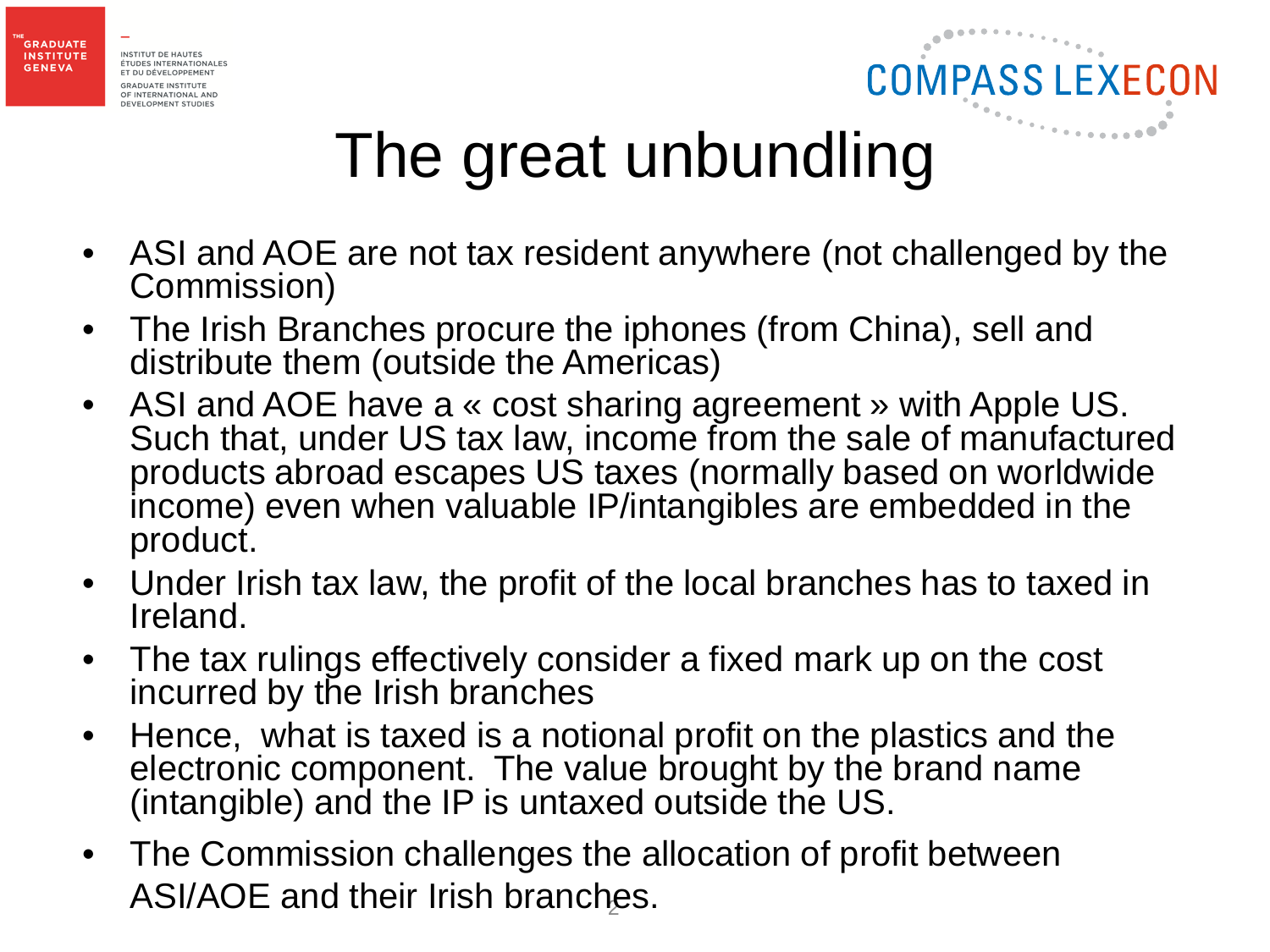# The great unbundling

- ASI and AOE are not tax resident anywhere (not challenged by the Commission)
- The Irish Branches procure the iphones (from China), sell and distribute them (outside the Americas)
- ASI and AOE have a « cost sharing agreement » with Apple US. Such that, under US tax law, income from the sale of manufactured products abroad escapes US taxes (normally based on worldwide income) even when valuable IP/intangibles are embedded in the product.
- Under Irish tax law, the profit of the local branches has to taxed in Ireland.
- The tax rulings effectively consider a fixed mark up on the cost incurred by the Irish branches
- Hence, what is taxed is a notional profit on the plastics and the electronic component. The value brought by the brand name (intangible) and the IP is untaxed outside the US.
- The Commission challenges the allocation of profit between ASI/AOE and their Irish branches.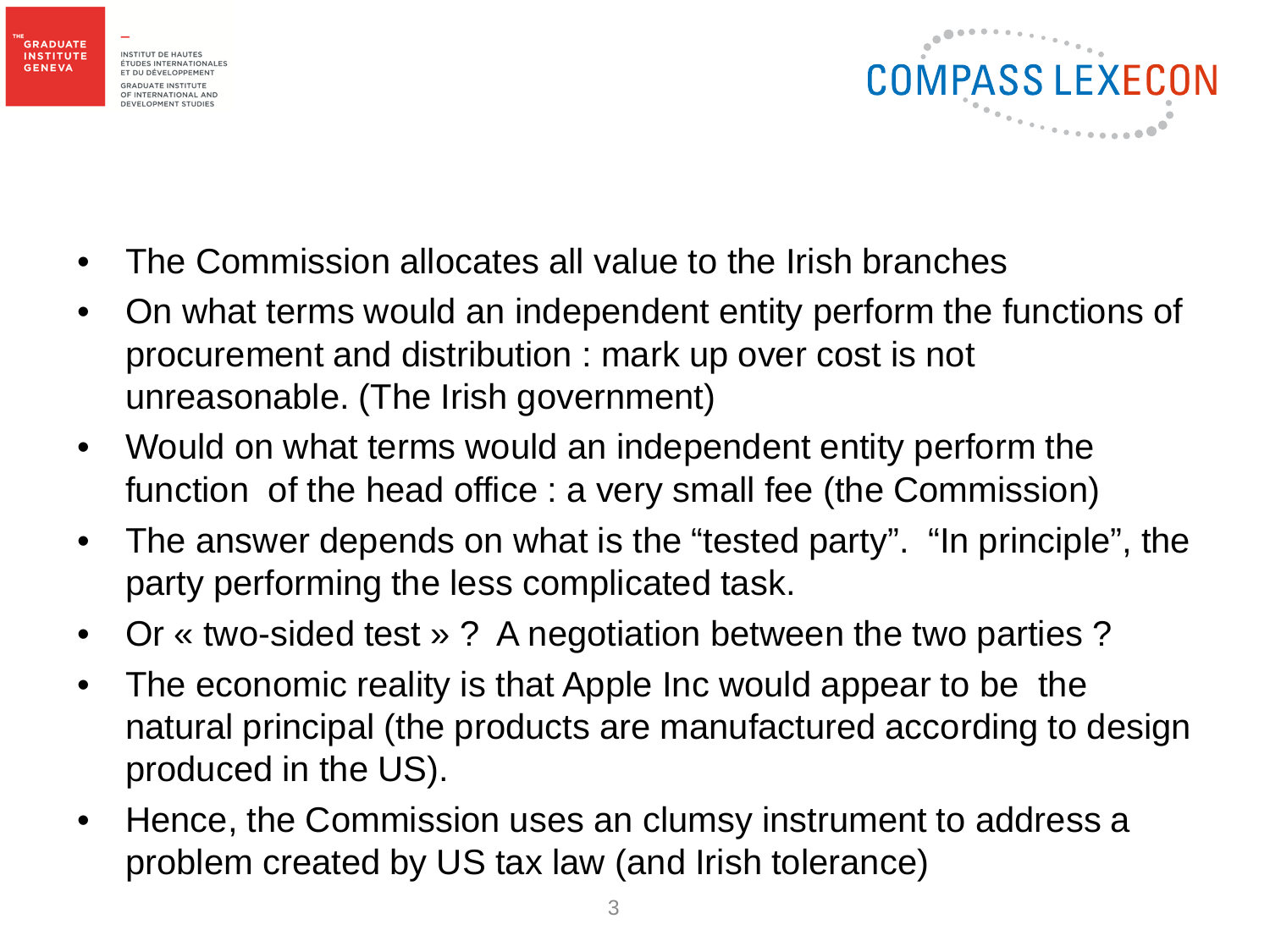- The Commission allocates all value to the Irish branches
- On what terms would an independent entity perform the functions of procurement and distribution : mark up over cost is not unreasonable. (The Irish government)
- Would on what terms would an independent entity perform the function  of the head office : a very small fee (the Commission)
- The answer depends on what is the "tested party".  "In principle", the party performing the less complicated task.
- Or « two-sided test » ?  A negotiation between the two parties ?
- The economic reality is that Apple Inc would appear to be  the natural principal (the products are manufactured according to design produced in the US).
- Hence, the Commission uses an clumsy instrument to address a problem created by US tax law (and Irish tolerance)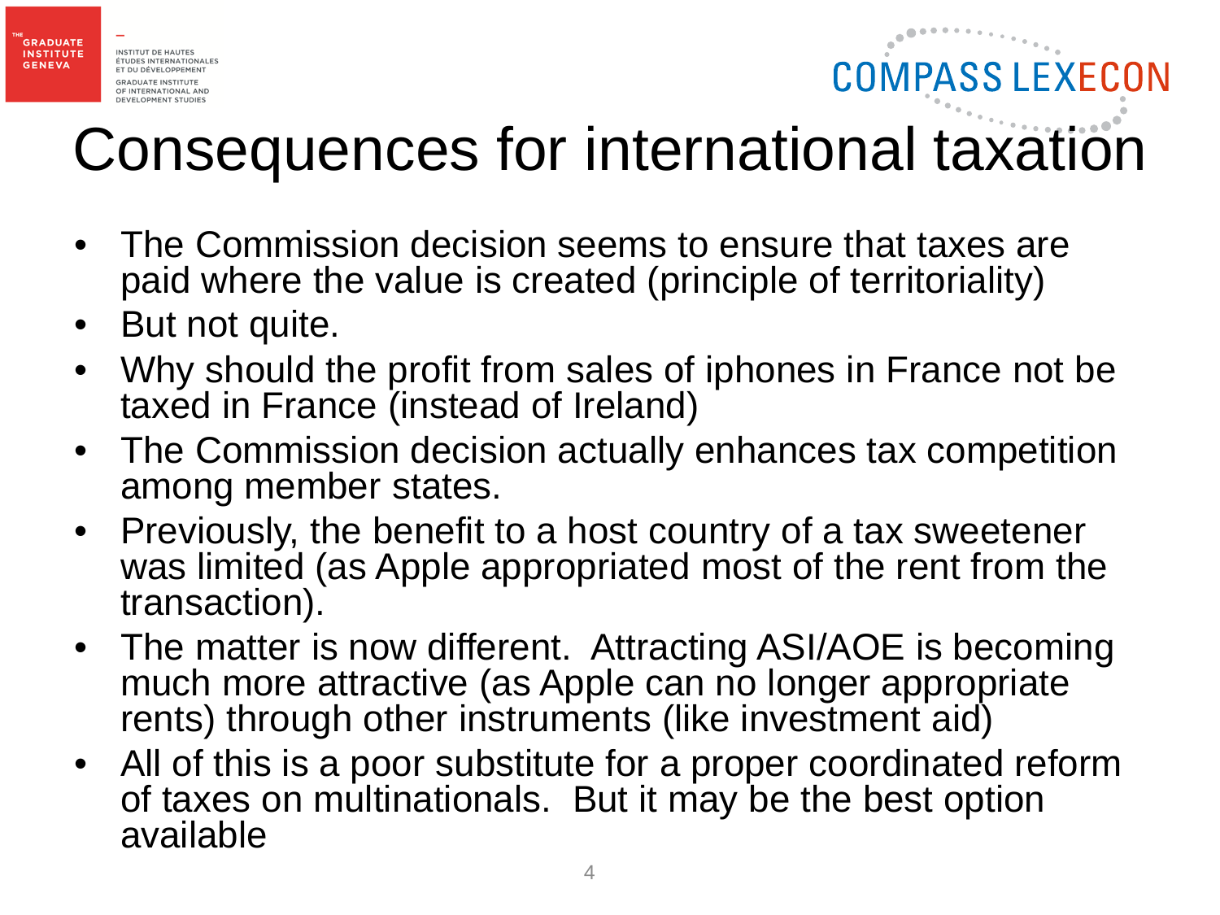# Consequences for international taxation

- The Commission decision seems to ensure that taxes are paid where the value is created (principle of territoriality)
- But not quite.
- Why should the profit from sales of iphones in France not be taxed in France (instead of Ireland)
- The Commission decision actually enhances tax competition among member states.
- Previously, the benefit to a host country of a tax sweetener was limited (as Apple appropriated most of the rent from the transaction).
- The matter is now different. Attracting ASI/AOE is becoming much more attractive (as Apple can no longer appropriate rents) through other instruments (like investment aid)
- All of this is a poor substitute for a proper coordinated reform of taxes on multinationals. But it may be the best option available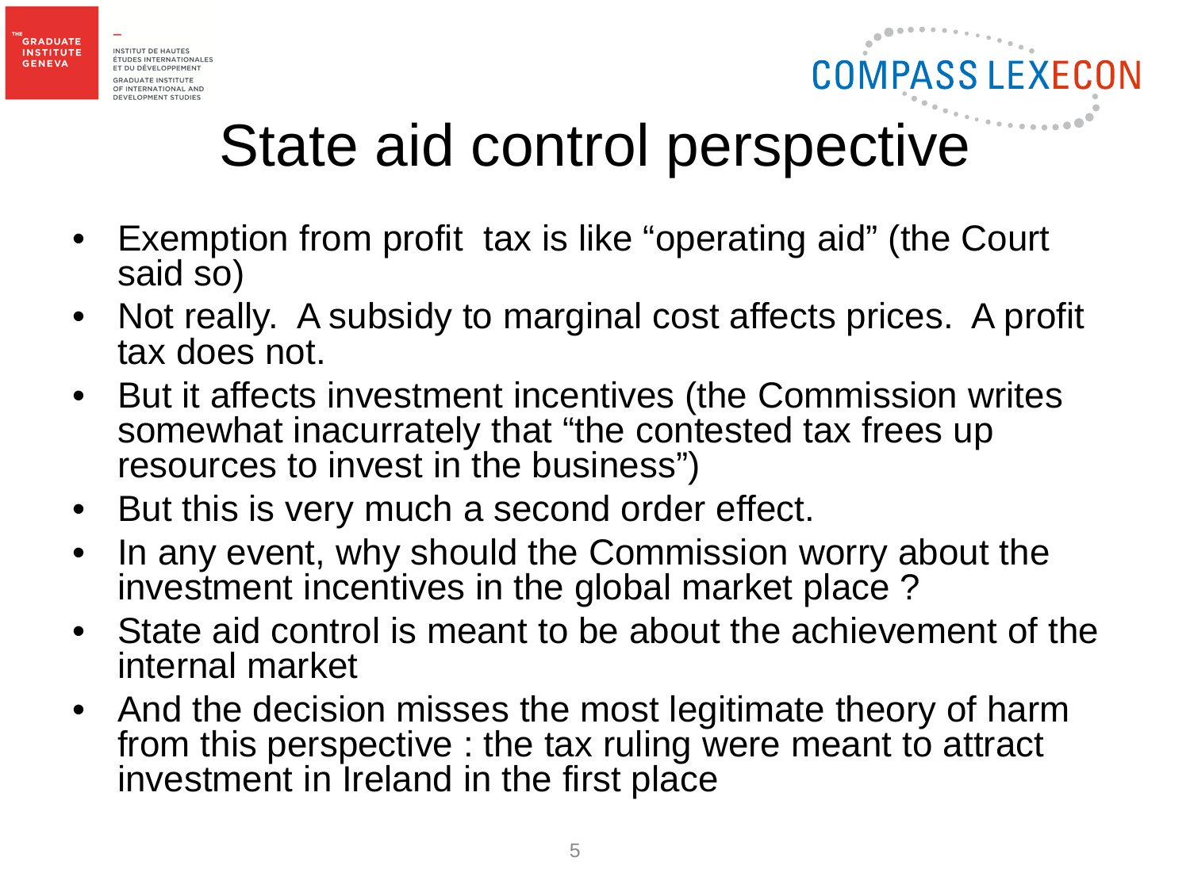# State aid control perspective

- Exemption from profit tax is like “operating aid” (the Court said so)
- Not really. A subsidy to marginal cost affects prices. A profit tax does not.
- But it affects investment incentives (the Commission writes somewhat inacurrately that “the contested tax frees up resources to invest in the business”)
- But this is very much a second order effect.
- In any event, why should the Commission worry about the investment incentives in the global market place ?
- State aid control is meant to be about the achievement of the internal market
- And the decision misses the most legitimate theory of harm from this perspective : the tax ruling were meant to attract investment in Ireland in the first place